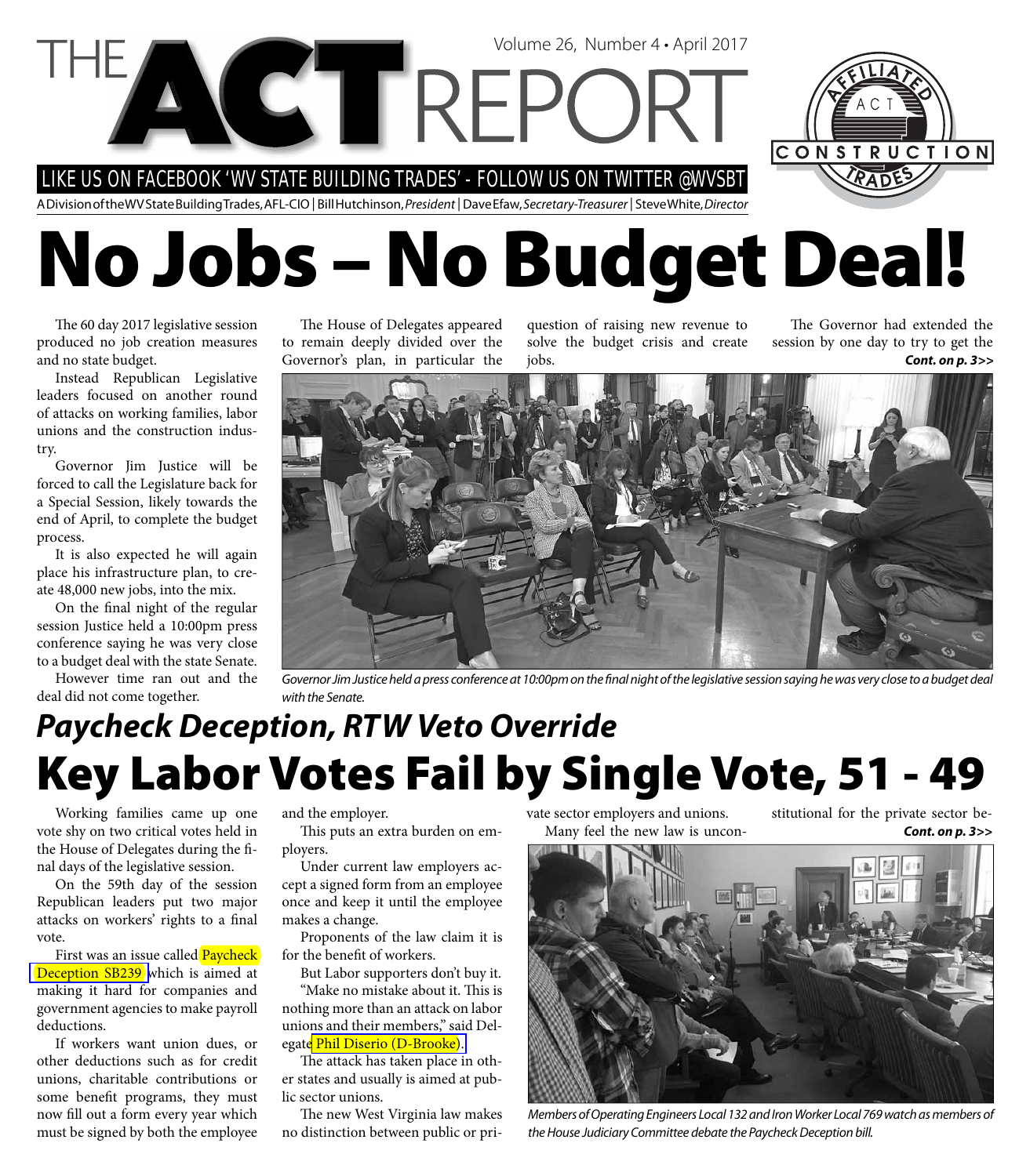# THE ACT REPORT

Volume 26, Number 4 • April 2017

LIKE US ON FACEBOOK 'WV STATE BUILDING TRADES' - FOLLOW US ON TWITTER @WVSBT

A Division of the WV State Building Trades, AFL-CIO | Bill Hutchinson, *President* | Dave Efaw, *Secretary-Treasurer* | Steve White, *Director*

# No Jobs – No Budget Deal!

The 60 day 2017 legislative session produced no job creation measures and no state budget.

Instead Republican Legislative leaders focused on another round of attacks on working families, labor unions and the construction industry.

Governor Jim Justice will be forced to call the Legislature back for a Special Session, likely towards the end of April, to complete the budget process.

It is also expected he will again place his infrastructure plan, to create 48,000 new jobs, into the mix.

On the final night of the regular session Justice held a 10:00pm press conference saying he was very close to a budget deal with the state Senate.

However time ran out and the deal did not come together.

The House of Delegates appeared to remain deeply divided over the Governor's plan, in particular the question of raising new revenue to solve the budget crisis and create jobs.

The Governor had extended the session by one day to try to get the **Cont. on p. 3>>**

*Governor Jim Justice held a press conference at 10:00pm on the final night of the legislative session saying he was very close to a budget deal with the Senate.*

## *Paycheck Deception, RTW Veto Override*

# Key Labor Votes Fail by Single Vote, 51 - 49

Working families came up one vote shy on two critical votes held in the House of Delegates during the final days of the legislative session.

On the 59th day of the session Republican leaders put two major attacks on workers' rights to a final vote.

First was an issue called Paycheck Deception SB239 which is aimed at making it hard for companies and government agencies to make payroll deductions.

If workers want union dues, or other deductions such as for credit unions, charitable contributions or some benefit programs, they must now fill out a form every year which must be signed by both the employee and the employer.

This puts an extra burden on employers.

Under current law employers accept a signed form from an employee once and keep it until the employee makes a change.

Proponents of the law claim it is for the benefit of workers.

But Labor supporters don't buy it.

"Make no mistake about it. This is nothing more than an attack on labor unions and their members," said Delegate Phil Diserio (D-Brooke).

The attack has taken place in other states and usually is aimed at public sector unions.

The new West Virginia law makes no distinction between public or private sector employers and unions.

Many feel the new law is unconstitutional for the private sector be- **Cont. on p. 3>>**

*Members of Operating Engineers Local 132 and Iron Worker Local 769 watch as members of the House Judiciary Committee debate the Paycheck Deception bill.*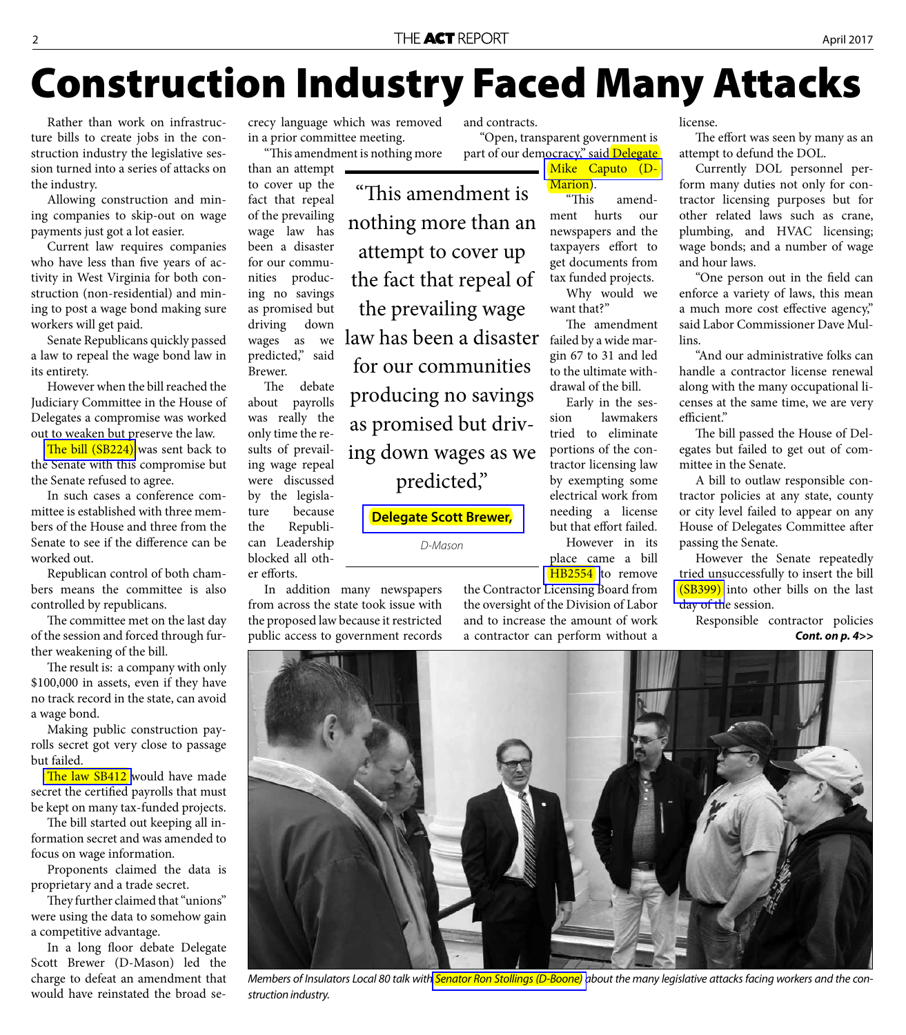# Construction Industry Faced Many Attacks

Rather than work on infrastructure bills to create jobs in the construction industry the legislative session turned into a series of attacks on the industry.

Allowing construction and mining companies to skip-out on wage payments just got a lot easier.

Current law requires companies who have less than five years of activity in West Virginia for both construction (non-residential) and mining to post a wage bond making sure workers will get paid.

Senate Republicans quickly passed a law to repeal the wage bond law in its entirety.

However when the bill reached the Judiciary Committee in the House of Delegates a compromise was worked out to weaken but preserve the law.

The bill (SB224) was sent back to the Senate with this compromise but the Senate refused to agree.

In such cases a conference committee is established with three members of the House and three from the Senate to see if the difference can be worked out.

Republican control of both chambers means the committee is also controlled by republicans.

The committee met on the last day of the session and forced through further weakening of the bill.

The result is: a company with only $100,000 in assets, even if they have no track record in the state, can avoid a wage bond.

Making public construction payrolls secret got very close to passage but failed.

The law SB412 would have made secret the certified payrolls that must be kept on many tax-funded projects.

The bill started out keeping all information secret and was amended to focus on wage information.

Proponents claimed the data is proprietary and a trade secret.

They further claimed that "unions" were using the data to somehow gain a competitive advantage.

In a long floor debate Delegate Scott Brewer (D-Mason) led the charge to defeat an amendment that would have reinstated the broad secrecy language which was removed in a prior committee meeting.

"This amendment is nothing more than an attempt to cover up the fact that repeal of the prevailing wage law has been a disaster for our communities producing no savings as promised but driving down wages as we predicted," said Brewer.

> "This amendment is nothing more than an attempt to cover up the fact that repeal of the prevailing wage law has been a disaster for our communities producing no savings as promised but driving down wages as we predicted,"
>
> **Delegate Scott Brewer,**
>
> *D-Mason*

The debate about payrolls was really the only time the results of prevailing wage repeal were discussed by the legislature because the Republican Leadership blocked all other efforts.

In addition many newspapers from across the state took issue with the proposed law because it restricted public access to government records and contracts.

"Open, transparent government is part of our democracy," said Delegate Mike Caputo (D-Marion).

"This amendment hurts our newspapers and the taxpayers effort to get documents from tax funded projects. Why would we want that?"

The amendment failed by a wide margin 67 to 31 and led to the ultimate withdrawal of the bill.

Early in the session lawmakers tried to eliminate portions of the contractor licensing law by exempting some electrical work from needing a license but that effort failed.

However in its place came a bill HB2554 to remove the Contractor Licensing Board from the oversight of the Division of Labor and to increase the amount of work a contractor can perform without a license.

The effort was seen by many as an attempt to defund the DOL.

Currently DOL personnel perform many duties not only for contractor licensing purposes but for other related laws such as crane, plumbing, and HVAC licensing; wage bonds; and a number of wage and hour laws.

"One person out in the field can enforce a variety of laws, this mean a much more cost effective agency," said Labor Commissioner Dave Mullins.

"And our administrative folks can handle a contractor license renewal along with the many occupational licenses at the same time, we are very efficient."

The bill passed the House of Delegates but failed to get out of committee in the Senate.

A bill to outlaw responsible contractor policies at any state, county or city level failed to appear on any House of Delegates Committee after passing the Senate.

However the Senate repeatedly tried unsuccessfully to insert the bill (SB399) into other bills on the last day of the session.

Responsible contractor policies

***Cont. on p. 4>>***

*Members of Insulators Local 80 talk with Senator Ron Stollings (D-Boone) about the many legislative attacks facing workers and the construction industry.*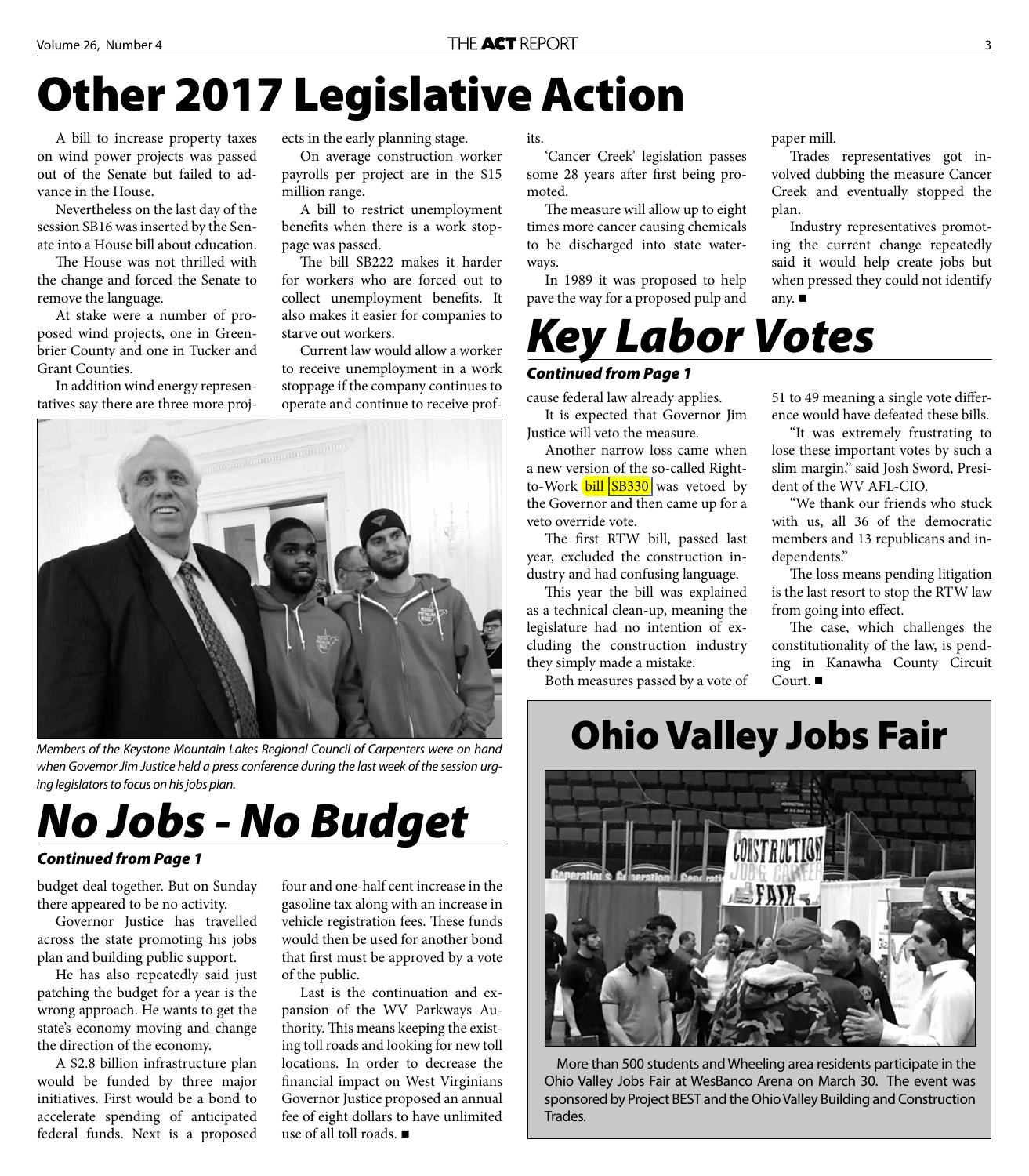# Other 2017 Legislative Action

A bill to increase property taxes on wind power projects was passed out of the Senate but failed to advance in the House.

Nevertheless on the last day of the session SB16 was inserted by the Senate into a House bill about education.

The House was not thrilled with the change and forced the Senate to remove the language.

At stake were a number of proposed wind projects, one in Greenbrier County and one in Tucker and Grant Counties.

In addition wind energy representatives say there are three more projects in the early planning stage.

On average construction worker payrolls per project are in the $15 million range.

A bill to restrict unemployment benefits when there is a work stoppage was passed.

The bill SB222 makes it harder for workers who are forced out to collect unemployment benefits. It also makes it easier for companies to starve out workers.

Current law would allow a worker to receive unemployment in a work stoppage if the company continues to operate and continue to receive profits.

'Cancer Creek' legislation passes some 28 years after first being promoted.

The measure will allow up to eight times more cancer causing chemicals to be discharged into state waterways.

In 1989 it was proposed to help pave the way for a proposed pulp and paper mill.

Trades representatives got involved dubbing the measure Cancer Creek and eventually stopped the plan.

Industry representatives promoting the current change repeatedly said it would help create jobs but when pressed they could not identify any. ■

*Members of the Keystone Mountain Lakes Regional Council of Carpenters were on hand when Governor Jim Justice held a press conference during the last week of the session urging legislators to focus on his jobs plan.*

# *Key Labor Votes*

***Continued from Page 1***

cause federal law already applies.

It is expected that Governor Jim Justice will veto the measure.

Another narrow loss came when a new version of the so-called Right-to-Work bill SB330 was vetoed by the Governor and then came up for a veto override vote.

The first RTW bill, passed last year, excluded the construction industry and had confusing language.

This year the bill was explained as a technical clean-up, meaning the legislature had no intention of excluding the construction industry they simply made a mistake.

Both measures passed by a vote of 51 to 49 meaning a single vote difference would have defeated these bills.

"It was extremely frustrating to lose these important votes by such a slim margin," said Josh Sword, President of the WV AFL-CIO.

"We thank our friends who stuck with us, all 36 of the democratic members and 13 republicans and independents."

The loss means pending litigation is the last resort to stop the RTW law from going into effect.

The case, which challenges the constitutionality of the law, is pending in Kanawha County Circuit Court. ■

# *No Jobs - No Budget*

***Continued from Page 1***

budget deal together. But on Sunday there appeared to be no activity.

Governor Justice has travelled across the state promoting his jobs plan and building public support.

He has also repeatedly said just patching the budget for a year is the wrong approach. He wants to get the state's economy moving and change the direction of the economy.

A $2.8 billion infrastructure plan would be funded by three major initiatives. First would be a bond to accelerate spending of anticipated federal funds. Next is a proposed four and one-half cent increase in the gasoline tax along with an increase in vehicle registration fees. These funds would then be used for another bond that first must be approved by a vote of the public.

Last is the continuation and expansion of the WV Parkways Authority. This means keeping the existing toll roads and looking for new toll locations. In order to decrease the financial impact on West Virginians Governor Justice proposed an annual fee of eight dollars to have unlimited use of all toll roads. ■

# Ohio Valley Jobs Fair

More than 500 students and Wheeling area residents participate in the Ohio Valley Jobs Fair at WesBanco Arena on March 30. The event was sponsored by Project BEST and the Ohio Valley Building and Construction Trades.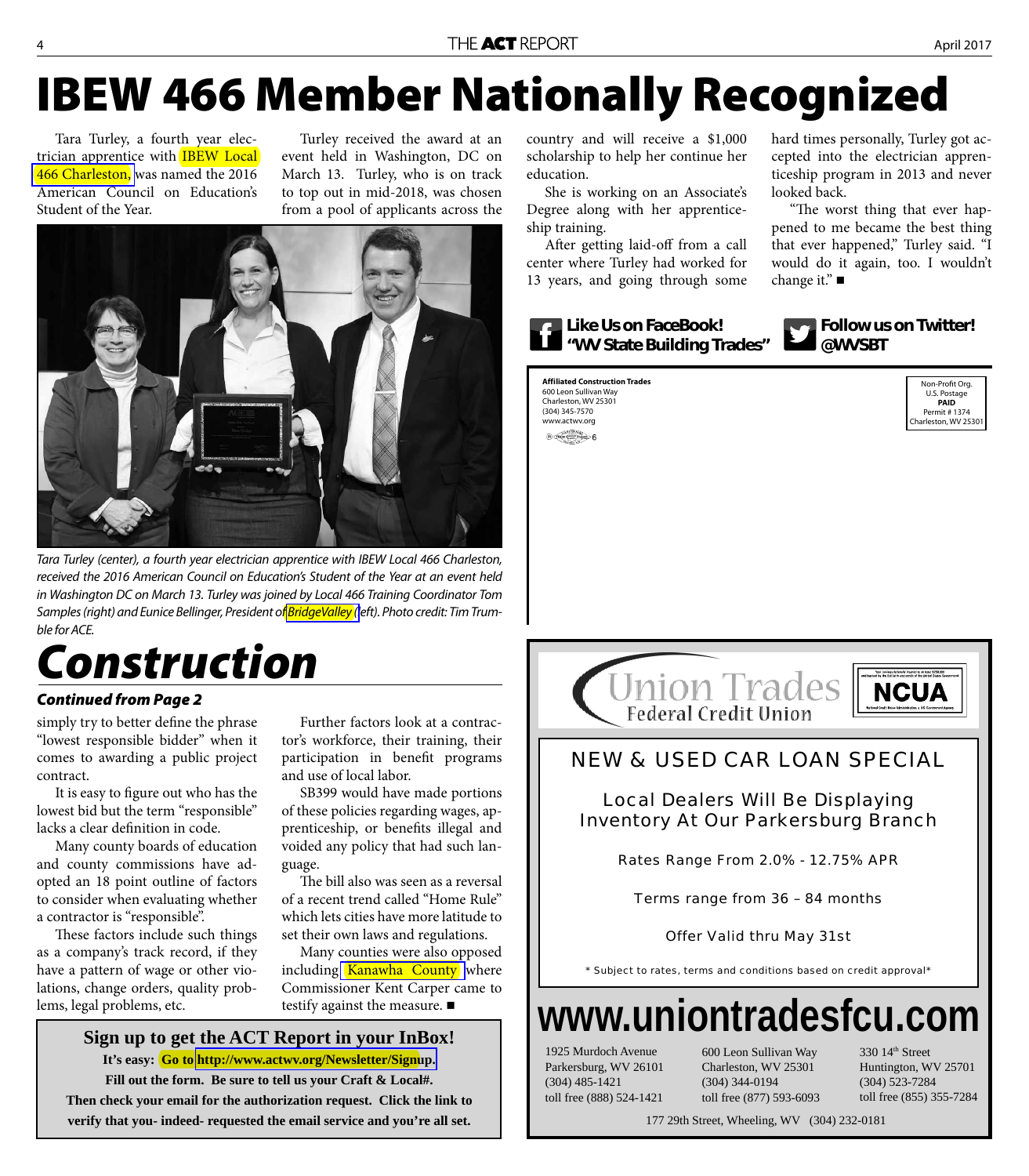# IBEW 466 Member Nationally Recognized

Tara Turley, a fourth year electrician apprentice with IBEW Local 466 Charleston, was named the 2016 American Council on Education's Student of the Year.

Turley received the award at an event held in Washington, DC on March 13. Turley, who is on track to top out in mid-2018, was chosen from a pool of applicants across the country and will receive a $1,000 scholarship to help her continue her education.

She is working on an Associate's Degree along with her apprenticeship training.

After getting laid-off from a call center where Turley had worked for 13 years, and going through some hard times personally, Turley got accepted into the electrician apprenticeship program in 2013 and never looked back.

"The worst thing that ever happened to me became the best thing that ever happened," Turley said. "I would do it again, too. I wouldn't change it." ■

*Tara Turley (center), a fourth year electrician apprentice with IBEW Local 466 Charleston, received the 2016 American Council on Education's Student of the Year at an event held in Washington DC on March 13. Turley was joined by Local 466 Training Coordinator Tom Samples (right) and Eunice Bellinger, President of BridgeValley (left). Photo credit: Tim Trumble for ACE.*

**Like Us on FaceBook! "WV State Building Trades"**

**Follow us on Twitter! @WVSBT**

# Construction

***Continued from Page 2***

simply try to better define the phrase "lowest responsible bidder" when it comes to awarding a public project contract.

It is easy to figure out who has the lowest bid but the term "responsible" lacks a clear definition in code.

Many county boards of education and county commissions have adopted an 18 point outline of factors to consider when evaluating whether a contractor is "responsible".

These factors include such things as a company's track record, if they have a pattern of wage or other violations, change orders, quality problems, legal problems, etc.

Further factors look at a contractor's workforce, their training, their participation in benefit programs and use of local labor.

SB399 would have made portions of these policies regarding wages, apprenticeship, or benefits illegal and voided any policy that had such language.

The bill also was seen as a reversal of a recent trend called "Home Rule" which lets cities have more latitude to set their own laws and regulations.

Many counties were also opposed including Kanawha County where Commissioner Kent Carper came to testify against the measure. ■

**Sign up to get the ACT Report in your InBox!**

**It's easy: Go to http://www.actwv.org/Newsletter/Signup.**

**Fill out the form. Be sure to tell us your Craft & Local#.**

**Then check your email for the authorization request. Click the link to verify that you- indeed- requested the email service and you're all set.**

**Affiliated Construction Trades**
600 Leon Sullivan Way
Charleston, WV 25301
(304) 345-7570
www.actwv.org

Non-Profit Org.
U.S. Postage
**PAID**
Permit # 1374
Charleston, WV 25301

Union Trades Federal Credit Union

NCUA

NEW & USED CAR LOAN SPECIAL

Local Dealers Will Be Displaying Inventory At Our Parkersburg Branch

Rates Range From 2.0% - 12.75% APR

Terms range from 36 – 84 months

Offer Valid thru May 31st

\* Subject to rates, terms and conditions based on credit approval\*

**www.uniontradesfcu.com**

1925 Murdoch Avenue
Parkersburg, WV 26101
(304) 485-1421
toll free (888) 524-1421

600 Leon Sullivan Way
Charleston, WV 25301
(304) 344-0194
toll free (877) 593-6093

330 14th Street
Huntington, WV 25701
(304) 523-7284
toll free (855) 355-7284

177 29th Street, Wheeling, WV (304) 232-0181